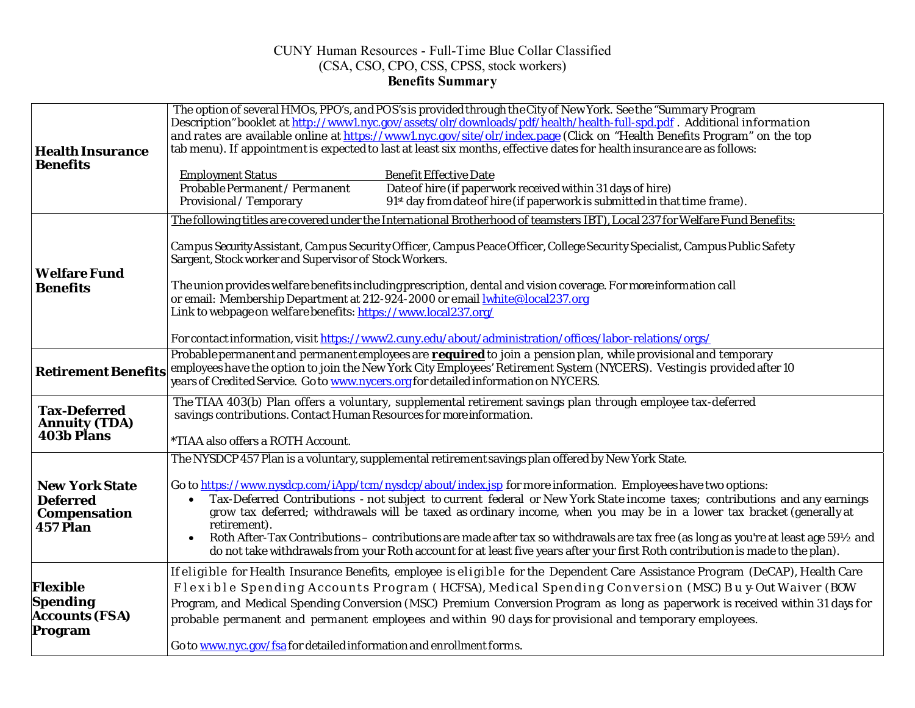CUNY Human Resources - Full-Time Blue Collar Classified
(CSA, CSO, CPO, CSS, CPSS, stock workers)
**Benefits Summary**

| | |
|---|---|
| **Health Insurance Benefits** | The option of several HMOs, PPO's, and POS's is provided through the City of New York. See the "Summary Program Description" booklet at http://www1.nyc.gov/assets/olr/downloads/pdf/health/health-full-spd.pdf . Additional information and rates are available online at https://www1.nyc.gov/site/olr/index.page (Click on "Health Benefits Program" on the top tab menu). If appointment is expected to last at least six months, effective dates for health insurance are as follows:<br><br>Employment Status — Benefit Effective Date<br>Probable Permanent / Permanent — Date of hire (if paperwork received within 31 days of hire)<br>Provisional / Temporary — 91st day from date of hire (if paperwork is submitted in that time frame). |
| **Welfare Fund Benefits** | The following titles are covered under the International Brotherhood of teamsters IBT), Local 237 for Welfare Fund Benefits:<br><br>Campus Security Assistant, Campus Security Officer, Campus Peace Officer, College Security Specialist, Campus Public Safety Sargent, Stock worker and Supervisor of Stock Workers.<br><br>The union provides welfare benefits including prescription, dental and vision coverage. For more information call or email: Membership Department at 212-924-2000 or email lwhite@local237.org<br>Link to webpage on welfare benefits: https://www.local237.org/<br><br>For contact information, visit https://www2.cuny.edu/about/administration/offices/labor-relations/orgs/ |
| **Retirement Benefits** | Probable permanent and permanent employees are **required** to join a pension plan, while provisional and temporary employees have the option to join the New York City Employees' Retirement System (NYCERS). Vesting is provided after 10 years of Credited Service. Go to www.nycers.org for detailed information on NYCERS. |
| **Tax-Deferred Annuity (TDA) 403b Plans** | The TIAA 403(b) Plan offers a voluntary, supplemental retirement savings plan through employee tax-deferred savings contributions. Contact Human Resources for more information.<br><br>*TIAA also offers a ROTH Account. |
| **New York State Deferred Compensation 457 Plan** | The NYSDCP 457 Plan is a voluntary, supplemental retirement savings plan offered by New York State.<br><br>Go to https://www.nysdcp.com/iApp/tcm/nysdcp/about/index.jsp for more information. Employees have two options:<br>• Tax-Deferred Contributions - not subject to current federal or New York State income taxes; contributions and any earnings grow tax deferred; withdrawals will be taxed as ordinary income, when you may be in a lower tax bracket (generally at retirement).<br>• Roth After-Tax Contributions – contributions are made after tax so withdrawals are tax free (as long as you're at least age 59½ and do not take withdrawals from your Roth account for at least five years after your first Roth contribution is made to the plan). |
| **Flexible Spending Accounts (FSA) Program** | If eligible for Health Insurance Benefits, employee is eligible for the Dependent Care Assistance Program (DeCAP), Health Care Flexible Spending Accounts Program ( HCFSA), Medical Spending Conversion (MSC) Buy-Out Waiver (BOW Program, and Medical Spending Conversion (MSC) Premium Conversion Program as long as paperwork is received within 31 days for probable permanent and permanent employees and within 90 days for provisional and temporary employees.<br><br>Go to www.nyc.gov/fsa for detailed information and enrollment forms. |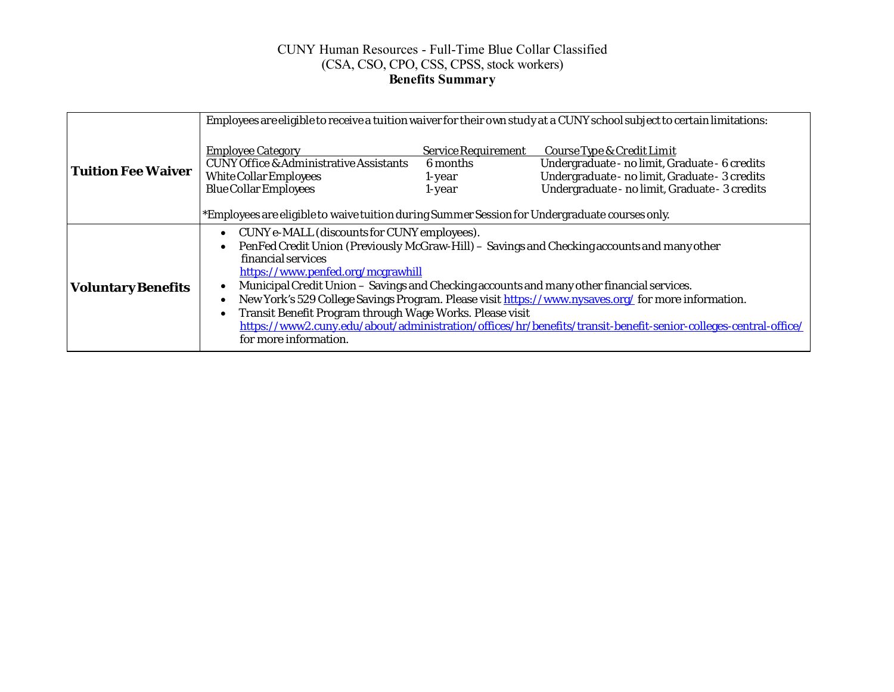CUNY Human Resources - Full-Time Blue Collar Classified
(CSA, CSO, CPO, CSS, CPSS, stock workers)
**Benefits Summary**

| | |
|---|---|
| **Tuition Fee Waiver** | Employees are eligible to receive a tuition waiver for their own study at a CUNY school subject to certain limitations:<br><br>Employee Category / Service Requirement / Course Type & Credit Limit<br>CUNY Office & Administrative Assistants / 6 months / Undergraduate - no limit, Graduate - 6 credits<br>White Collar Employees / 1-year / Undergraduate - no limit, Graduate - 3 credits<br>Blue Collar Employees / 1-year / Undergraduate - no limit, Graduate - 3 credits<br><br>*Employees are eligible to waive tuition during Summer Session for Undergraduate courses only. |
| **Voluntary Benefits** | • CUNY e-MALL (discounts for CUNY employees).<br>• PenFed Credit Union (Previously McGraw-Hill) – Savings and Checking accounts and many other financial services https://www.penfed.org/mcgrawhill<br>• Municipal Credit Union – Savings and Checking accounts and many other financial services.<br>• New York's 529 College Savings Program. Please visit https://www.nysaves.org/ for more information.<br>• Transit Benefit Program through Wage Works. Please visit https://www2.cuny.edu/about/administration/offices/hr/benefits/transit-benefit-senior-colleges-central-office/ for more information. |